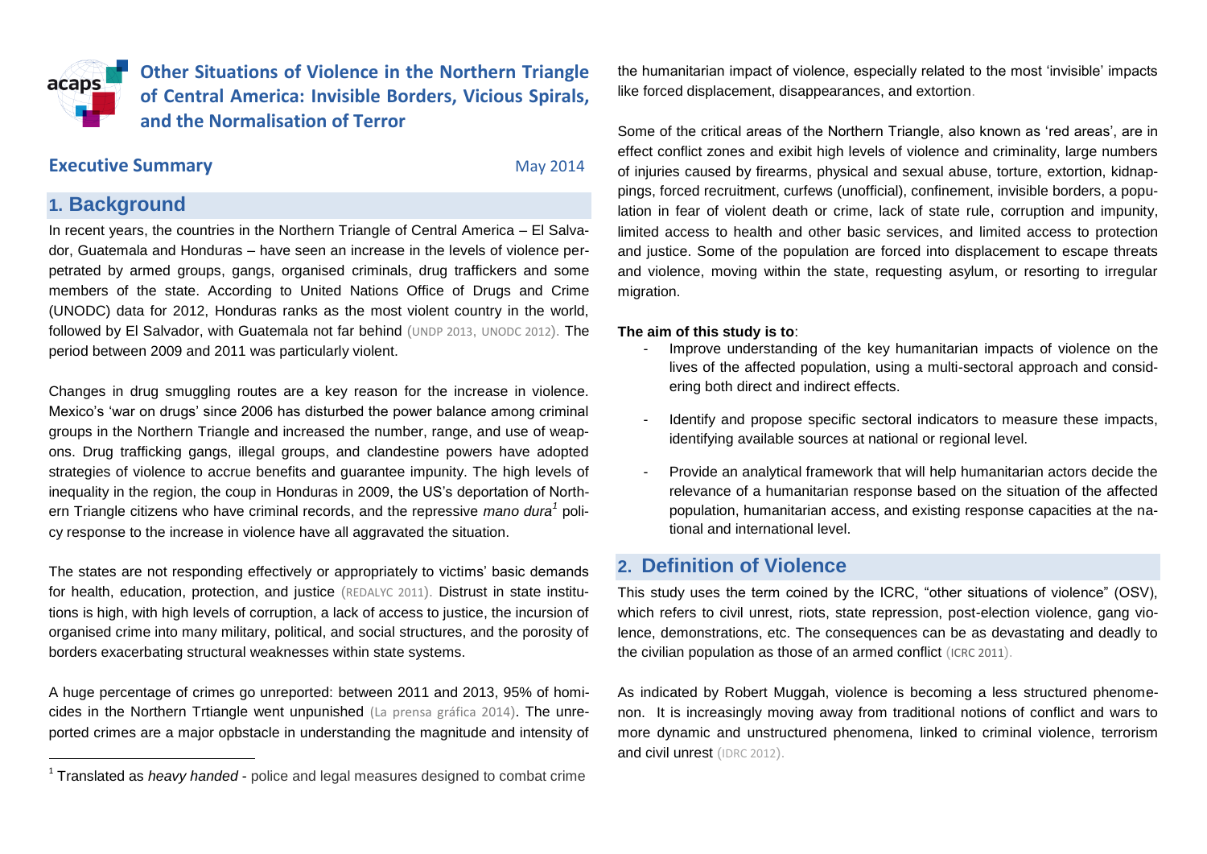# Other Situations of Violence in the Northern Triangle of Central America: Invisible Borders, Vicious Spirals, and the Normalisation of Terror

**Executive Summary**

May 2014

## 1. Background

In recent years, the countries in the Northern Triangle of Central America – El Salvador, Guatemala and Honduras – have seen an increase in the levels of violence perpetrated by armed groups, gangs, organised criminals, drug traffickers and some members of the state. According to United Nations Office of Drugs and Crime (UNODC) data for 2012, Honduras ranks as the most violent country in the world, followed by El Salvador, with Guatemala not far behind (UNDP 2013, UNODC 2012). The period between 2009 and 2011 was particularly violent.

Changes in drug smuggling routes are a key reason for the increase in violence. Mexico's 'war on drugs' since 2006 has disturbed the power balance among criminal groups in the Northern Triangle and increased the number, range, and use of weapons. Drug trafficking gangs, illegal groups, and clandestine powers have adopted strategies of violence to accrue benefits and guarantee impunity. The high levels of inequality in the region, the coup in Honduras in 2009, the US's deportation of Northern Triangle citizens who have criminal records, and the repressive *mano dura*[1] policy response to the increase in violence have all aggravated the situation.

The states are not responding effectively or appropriately to victims' basic demands for health, education, protection, and justice (REDALYC 2011). Distrust in state institutions is high, with high levels of corruption, a lack of access to justice, the incursion of organised crime into many military, political, and social structures, and the porosity of borders exacerbating structural weaknesses within state systems.

A huge percentage of crimes go unreported: between 2011 and 2013, 95% of homicides in the Northern Trtiangle went unpunished (La prensa gráfica 2014). The unreported crimes are a major opbstacle in understanding the magnitude and intensity of the humanitarian impact of violence, especially related to the most 'invisible' impacts like forced displacement, disappearances, and extortion.

Some of the critical areas of the Northern Triangle, also known as 'red areas', are in effect conflict zones and exibit high levels of violence and criminality, large numbers of injuries caused by firearms, physical and sexual abuse, torture, extortion, kidnappings, forced recruitment, curfews (unofficial), confinement, invisible borders, a population in fear of violent death or crime, lack of state rule, corruption and impunity, limited access to health and other basic services, and limited access to protection and justice. Some of the population are forced into displacement to escape threats and violence, moving within the state, requesting asylum, or resorting to irregular migration.

**The aim of this study is to**:

- Improve understanding of the key humanitarian impacts of violence on the lives of the affected population, using a multi-sectoral approach and considering both direct and indirect effects.
- Identify and propose specific sectoral indicators to measure these impacts, identifying available sources at national or regional level.
- Provide an analytical framework that will help humanitarian actors decide the relevance of a humanitarian response based on the situation of the affected population, humanitarian access, and existing response capacities at the national and international level.

## 2. Definition of Violence

This study uses the term coined by the ICRC, "other situations of violence" (OSV), which refers to civil unrest, riots, state repression, post-election violence, gang violence, demonstrations, etc. The consequences can be as devastating and deadly to the civilian population as those of an armed conflict (ICRC 2011).

As indicated by Robert Muggah, violence is becoming a less structured phenomenon. It is increasingly moving away from traditional notions of conflict and wars to more dynamic and unstructured phenomena, linked to criminal violence, terrorism and civil unrest (IDRC 2012).

---

[1] Translated as *heavy handed* - police and legal measures designed to combat crime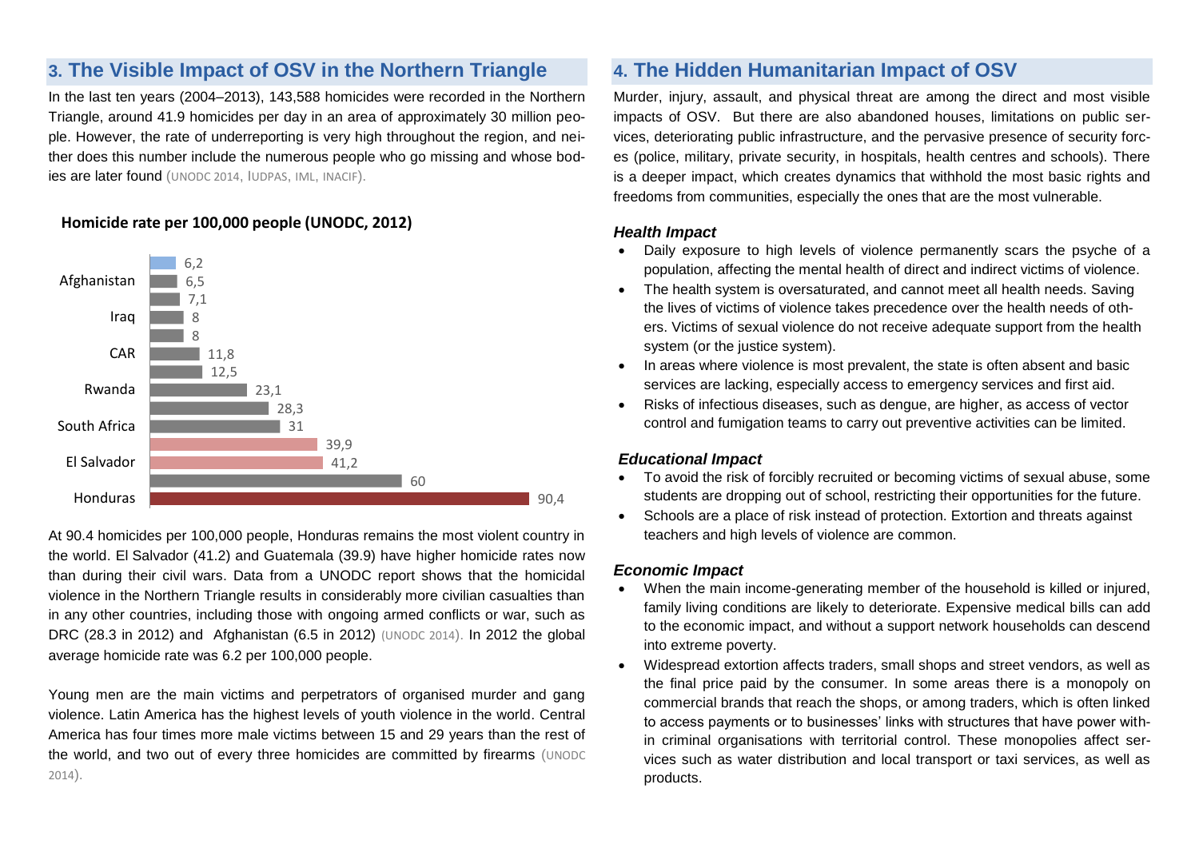## 3. The Visible Impact of OSV in the Northern Triangle

In the last ten years (2004–2013), 143,588 homicides were recorded in the Northern Triangle, around 41.9 homicides per day in an area of approximately 30 million people. However, the rate of underreporting is very high throughout the region, and neither does this number include the numerous people who go missing and whose bodies are later found (UNODC 2014, IUDPAS, IML, INACIF).

**Homicide rate per 100,000 people (UNODC, 2012)**

| Country | Homicide rate |
|---|---|
| | 6,2 |
| Afghanistan | 6,5 |
| | 7,1 |
| Iraq | 8 |
| | 8 |
| CAR | 11,8 |
| | 12,5 |
| Rwanda | 23,1 |
| | 28,3 |
| South Africa | 31 |
| | 39,9 |
| El Salvador | 41,2 |
| | 60 |
| Honduras | 90,4 |

At 90.4 homicides per 100,000 people, Honduras remains the most violent country in the world. El Salvador (41.2) and Guatemala (39.9) have higher homicide rates now than during their civil wars. Data from a UNODC report shows that the homicidal violence in the Northern Triangle results in considerably more civilian casualties than in any other countries, including those with ongoing armed conflicts or war, such as DRC (28.3 in 2012) and Afghanistan (6.5 in 2012) (UNODC 2014). In 2012 the global average homicide rate was 6.2 per 100,000 people.

Young men are the main victims and perpetrators of organised murder and gang violence. Latin America has the highest levels of youth violence in the world. Central America has four times more male victims between 15 and 29 years than the rest of the world, and two out of every three homicides are committed by firearms (UNODC 2014).

## 4. The Hidden Humanitarian Impact of OSV

Murder, injury, assault, and physical threat are among the direct and most visible impacts of OSV. But there are also abandoned houses, limitations on public services, deteriorating public infrastructure, and the pervasive presence of security forces (police, military, private security, in hospitals, health centres and schools). There is a deeper impact, which creates dynamics that withhold the most basic rights and freedoms from communities, especially the ones that are the most vulnerable.

### *Health Impact*

- Daily exposure to high levels of violence permanently scars the psyche of a population, affecting the mental health of direct and indirect victims of violence.
- The health system is oversaturated, and cannot meet all health needs. Saving the lives of victims of violence takes precedence over the health needs of others. Victims of sexual violence do not receive adequate support from the health system (or the justice system).
- In areas where violence is most prevalent, the state is often absent and basic services are lacking, especially access to emergency services and first aid.
- Risks of infectious diseases, such as dengue, are higher, as access of vector control and fumigation teams to carry out preventive activities can be limited.

### *Educational Impact*

- To avoid the risk of forcibly recruited or becoming victims of sexual abuse, some students are dropping out of school, restricting their opportunities for the future.
- Schools are a place of risk instead of protection. Extortion and threats against teachers and high levels of violence are common.

### *Economic Impact*

- When the main income-generating member of the household is killed or injured, family living conditions are likely to deteriorate. Expensive medical bills can add to the economic impact, and without a support network households can descend into extreme poverty.
- Widespread extortion affects traders, small shops and street vendors, as well as the final price paid by the consumer. In some areas there is a monopoly on commercial brands that reach the shops, or among traders, which is often linked to access payments or to businesses' links with structures that have power within criminal organisations with territorial control. These monopolies affect services such as water distribution and local transport or taxi services, as well as products.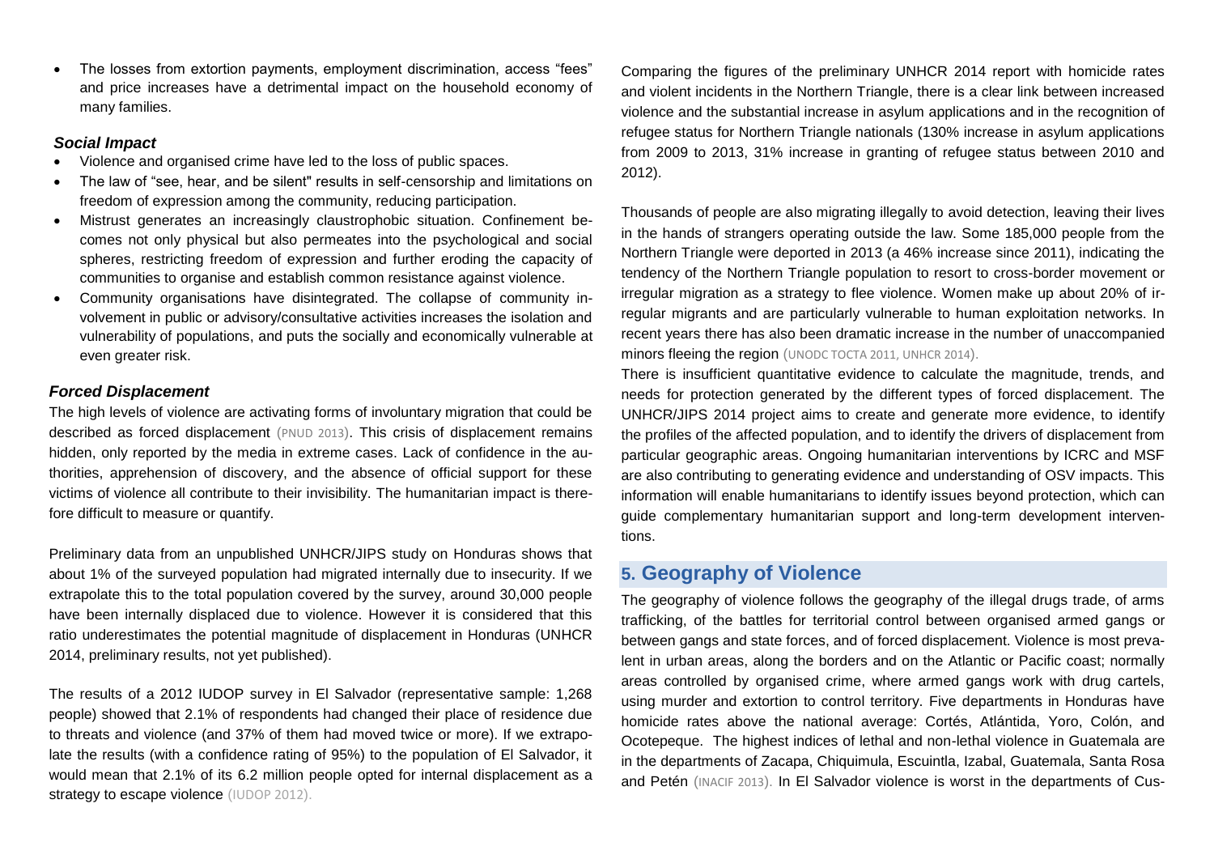- The losses from extortion payments, employment discrimination, access "fees" and price increases have a detrimental impact on the household economy of many families.

### *Social Impact*

- Violence and organised crime have led to the loss of public spaces.
- The law of "see, hear, and be silent" results in self-censorship and limitations on freedom of expression among the community, reducing participation.
- Mistrust generates an increasingly claustrophobic situation. Confinement becomes not only physical but also permeates into the psychological and social spheres, restricting freedom of expression and further eroding the capacity of communities to organise and establish common resistance against violence.
- Community organisations have disintegrated. The collapse of community involvement in public or advisory/consultative activities increases the isolation and vulnerability of populations, and puts the socially and economically vulnerable at even greater risk.

### *Forced Displacement*

The high levels of violence are activating forms of involuntary migration that could be described as forced displacement (PNUD 2013). This crisis of displacement remains hidden, only reported by the media in extreme cases. Lack of confidence in the authorities, apprehension of discovery, and the absence of official support for these victims of violence all contribute to their invisibility. The humanitarian impact is therefore difficult to measure or quantify.

Preliminary data from an unpublished UNHCR/JIPS study on Honduras shows that about 1% of the surveyed population had migrated internally due to insecurity. If we extrapolate this to the total population covered by the survey, around 30,000 people have been internally displaced due to violence. However it is considered that this ratio underestimates the potential magnitude of displacement in Honduras (UNHCR 2014, preliminary results, not yet published).

The results of a 2012 IUDOP survey in El Salvador (representative sample: 1,268 people) showed that 2.1% of respondents had changed their place of residence due to threats and violence (and 37% of them had moved twice or more). If we extrapolate the results (with a confidence rating of 95%) to the population of El Salvador, it would mean that 2.1% of its 6.2 million people opted for internal displacement as a strategy to escape violence (IUDOP 2012).

Comparing the figures of the preliminary UNHCR 2014 report with homicide rates and violent incidents in the Northern Triangle, there is a clear link between increased violence and the substantial increase in asylum applications and in the recognition of refugee status for Northern Triangle nationals (130% increase in asylum applications from 2009 to 2013, 31% increase in granting of refugee status between 2010 and 2012).

Thousands of people are also migrating illegally to avoid detection, leaving their lives in the hands of strangers operating outside the law. Some 185,000 people from the Northern Triangle were deported in 2013 (a 46% increase since 2011), indicating the tendency of the Northern Triangle population to resort to cross-border movement or irregular migration as a strategy to flee violence. Women make up about 20% of irregular migrants and are particularly vulnerable to human exploitation networks. In recent years there has also been dramatic increase in the number of unaccompanied minors fleeing the region (UNODC TOCTA 2011, UNHCR 2014).

There is insufficient quantitative evidence to calculate the magnitude, trends, and needs for protection generated by the different types of forced displacement. The UNHCR/JIPS 2014 project aims to create and generate more evidence, to identify the profiles of the affected population, and to identify the drivers of displacement from particular geographic areas. Ongoing humanitarian interventions by ICRC and MSF are also contributing to generating evidence and understanding of OSV impacts. This information will enable humanitarians to identify issues beyond protection, which can guide complementary humanitarian support and long-term development interventions.

## 5. Geography of Violence

The geography of violence follows the geography of the illegal drugs trade, of arms trafficking, of the battles for territorial control between organised armed gangs or between gangs and state forces, and of forced displacement. Violence is most prevalent in urban areas, along the borders and on the Atlantic or Pacific coast; normally areas controlled by organised crime, where armed gangs work with drug cartels, using murder and extortion to control territory. Five departments in Honduras have homicide rates above the national average: Cortés, Atlántida, Yoro, Colón, and Ocotepeque. The highest indices of lethal and non-lethal violence in Guatemala are in the departments of Zacapa, Chiquimula, Escuintla, Izabal, Guatemala, Santa Rosa and Petén (INACIF 2013). In El Salvador violence is worst in the departments of Cus-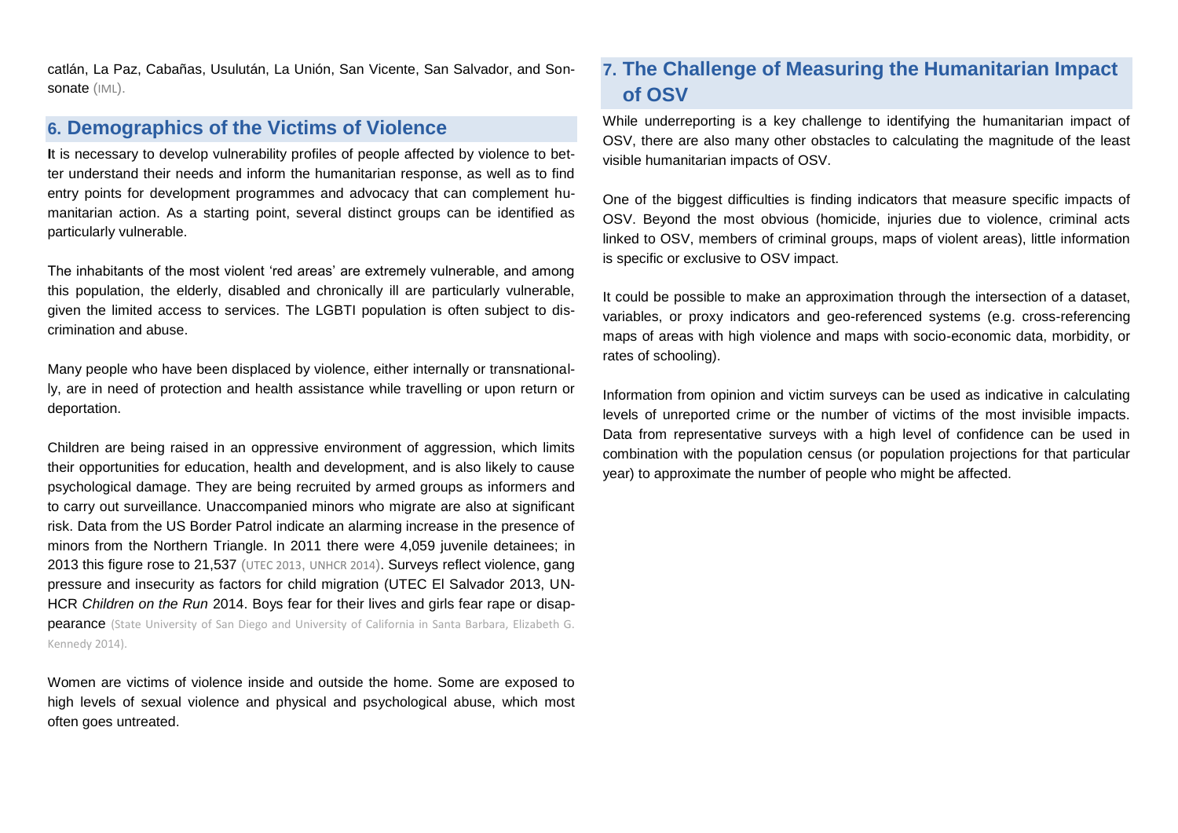catlán, La Paz, Cabañas, Usulután, La Unión, San Vicente, San Salvador, and Sonsonate (IML).

## 6. Demographics of the Victims of Violence

It is necessary to develop vulnerability profiles of people affected by violence to better understand their needs and inform the humanitarian response, as well as to find entry points for development programmes and advocacy that can complement humanitarian action. As a starting point, several distinct groups can be identified as particularly vulnerable.

The inhabitants of the most violent 'red areas' are extremely vulnerable, and among this population, the elderly, disabled and chronically ill are particularly vulnerable, given the limited access to services. The LGBTI population is often subject to discrimination and abuse.

Many people who have been displaced by violence, either internally or transnationally, are in need of protection and health assistance while travelling or upon return or deportation.

Children are being raised in an oppressive environment of aggression, which limits their opportunities for education, health and development, and is also likely to cause psychological damage. They are being recruited by armed groups as informers and to carry out surveillance. Unaccompanied minors who migrate are also at significant risk. Data from the US Border Patrol indicate an alarming increase in the presence of minors from the Northern Triangle. In 2011 there were 4,059 juvenile detainees; in 2013 this figure rose to 21,537 (UTEC 2013, UNHCR 2014). Surveys reflect violence, gang pressure and insecurity as factors for child migration (UTEC El Salvador 2013, UNHCR *Children on the Run* 2014. Boys fear for their lives and girls fear rape or disappearance (State University of San Diego and University of California in Santa Barbara, Elizabeth G. Kennedy 2014).

Women are victims of violence inside and outside the home. Some are exposed to high levels of sexual violence and physical and psychological abuse, which most often goes untreated.

## 7. The Challenge of Measuring the Humanitarian Impact of OSV

While underreporting is a key challenge to identifying the humanitarian impact of OSV, there are also many other obstacles to calculating the magnitude of the least visible humanitarian impacts of OSV.

One of the biggest difficulties is finding indicators that measure specific impacts of OSV. Beyond the most obvious (homicide, injuries due to violence, criminal acts linked to OSV, members of criminal groups, maps of violent areas), little information is specific or exclusive to OSV impact.

It could be possible to make an approximation through the intersection of a dataset, variables, or proxy indicators and geo-referenced systems (e.g. cross-referencing maps of areas with high violence and maps with socio-economic data, morbidity, or rates of schooling).

Information from opinion and victim surveys can be used as indicative in calculating levels of unreported crime or the number of victims of the most invisible impacts. Data from representative surveys with a high level of confidence can be used in combination with the population census (or population projections for that particular year) to approximate the number of people who might be affected.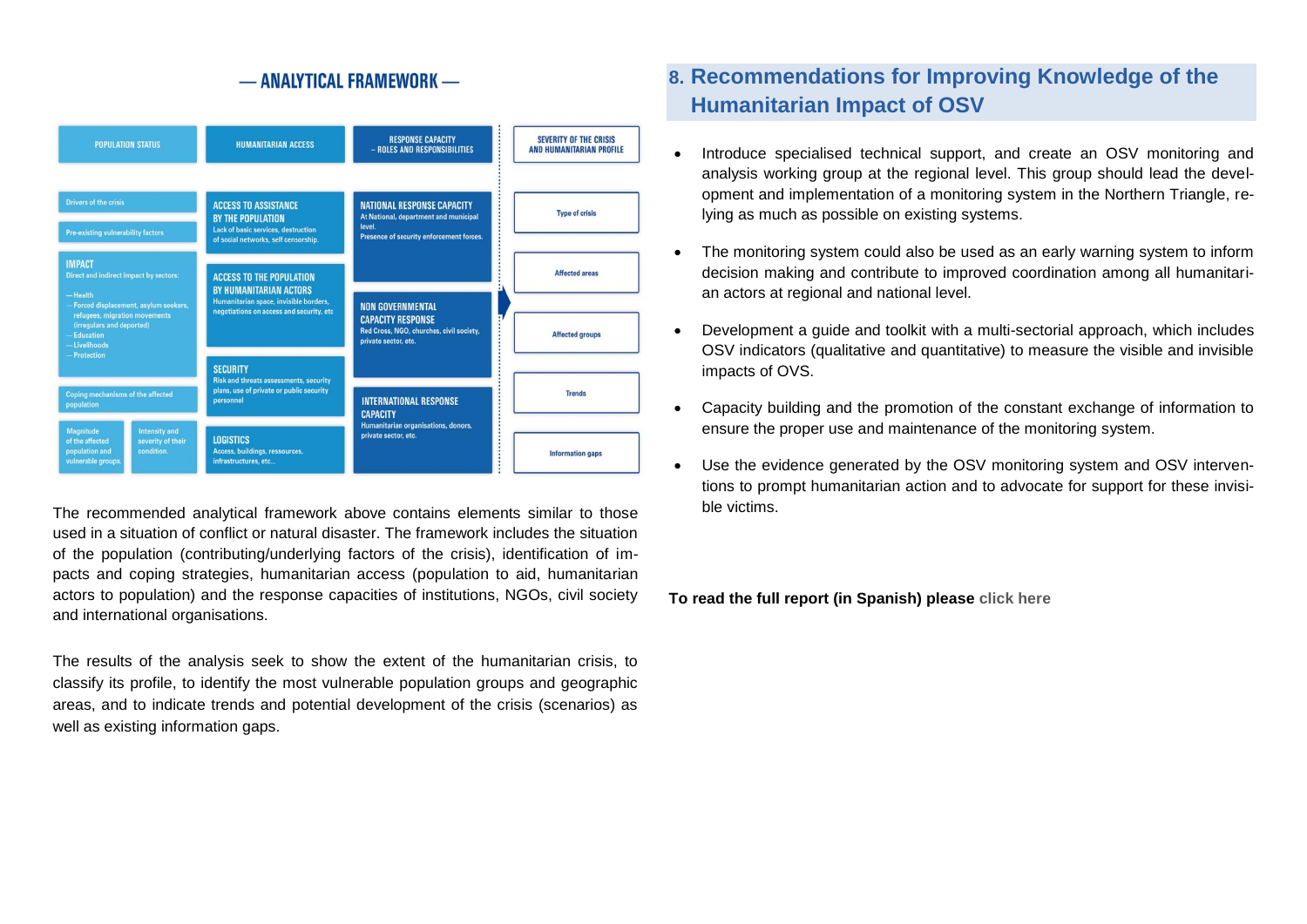## — ANALYTICAL FRAMEWORK —

POPULATION STATUS

HUMANITARIAN ACCESS

RESPONSE CAPACITY – ROLES AND RESPONSIBILITIES

SEVERITY OF THE CRISIS AND HUMANITARIAN PROFILE

Drivers of the crisis

Pre-existing vulnerability factors

IMPACT
Direct and indirect impact by sectors:
— Health
— Forced displacement, asylum seekers, refugees, migration movements (irregulars and deported)
— Education
— Livelihoods
— Protection

Coping mechanisms of the affected population

Magnitude of the affected population and vulnerable groups.

Intensity and severity of their condition.

ACCESS TO ASSISTANCE BY THE POPULATION
Lack of basic services, destruction of social networks, self censorship.

ACCESS TO THE POPULATION BY HUMANITARIAN ACTORS
Humanitarian space, invisible borders, negotiations on access and security, etc

SECURITY
Risk and threats assessments, security plans, use of private or public security personnel

LOGISTICS
Access, buildings, ressources, infrastructures, etc...

NATIONAL RESPONSE CAPACITY
At National, department and municipal level.
Presence of security enforcement forces.

NON GOVERNMENTAL CAPACITY RESPONSE
Red Cross, NGO, churches, civil society, private sector, etc.

INTERNATIONAL RESPONSE CAPACITY
Humanitarian organisations, donors, private sector, etc.

Type of crisis

Affected areas

Affected groups

Trends

Information gaps

The recommended analytical framework above contains elements similar to those used in a situation of conflict or natural disaster. The framework includes the situation of the population (contributing/underlying factors of the crisis), identification of impacts and coping strategies, humanitarian access (population to aid, humanitarian actors to population) and the response capacities of institutions, NGOs, civil society and international organisations.

The results of the analysis seek to show the extent of the humanitarian crisis, to classify its profile, to identify the most vulnerable population groups and geographic areas, and to indicate trends and potential development of the crisis (scenarios) as well as existing information gaps.

## 8. Recommendations for Improving Knowledge of the Humanitarian Impact of OSV

- Introduce specialised technical support, and create an OSV monitoring and analysis working group at the regional level. This group should lead the development and implementation of a monitoring system in the Northern Triangle, relying as much as possible on existing systems.
- The monitoring system could also be used as an early warning system to inform decision making and contribute to improved coordination among all humanitarian actors at regional and national level.
- Development a guide and toolkit with a multi-sectorial approach, which includes OSV indicators (qualitative and quantitative) to measure the visible and invisible impacts of OVS.
- Capacity building and the promotion of the constant exchange of information to ensure the proper use and maintenance of the monitoring system.
- Use the evidence generated by the OSV monitoring system and OSV interventions to prompt humanitarian action and to advocate for support for these invisible victims.

**To read the full report (in Spanish) please click here**